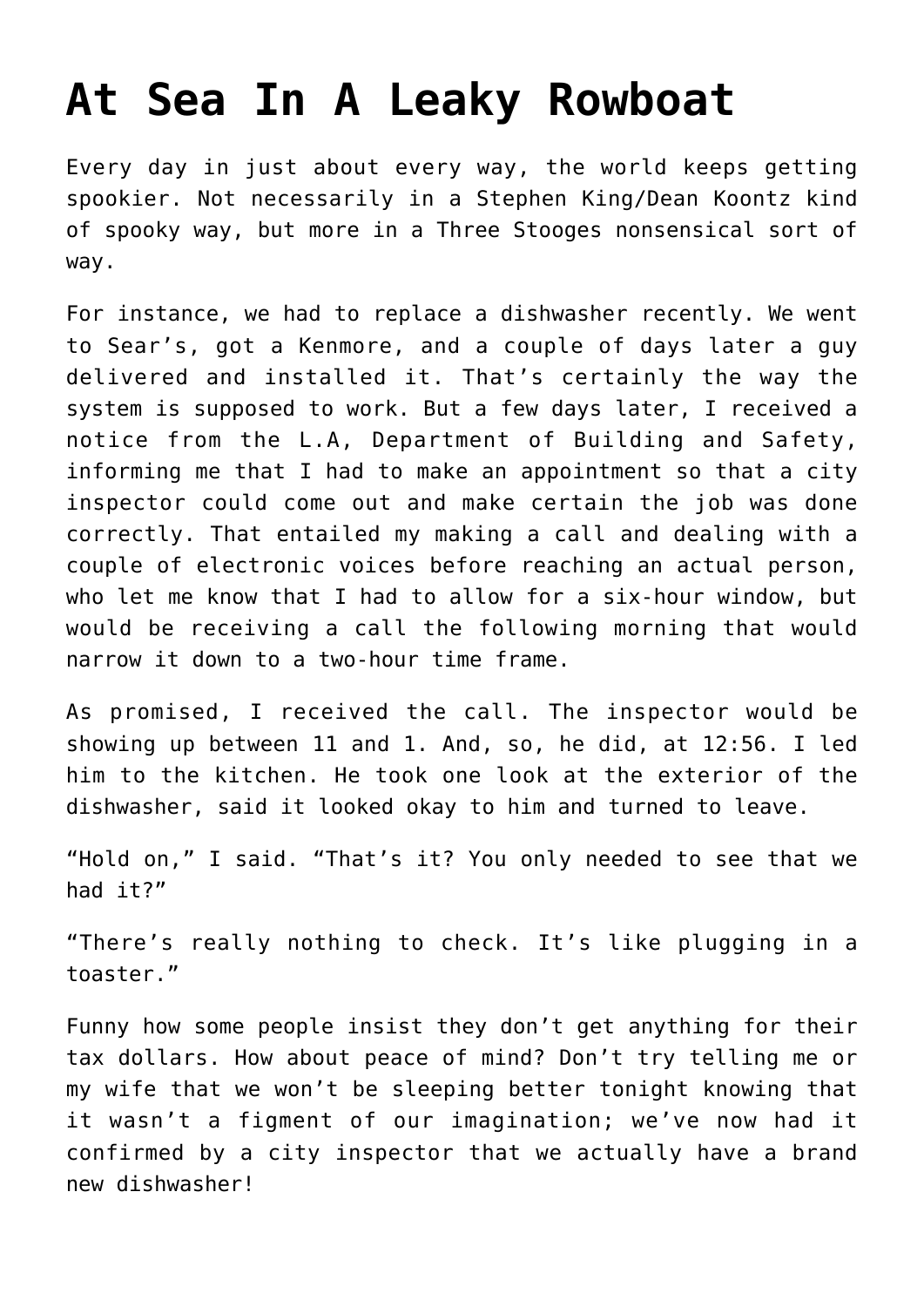# At Sea In A Leaky Rowboat

Every day in just about every way, the world keeps getting spookier. Not necessarily in a Stephen King/Dean Koontz kind of spooky way, but more in a Three Stooges nonsensical sort of way.

For instance, we had to replace a dishwasher recently. We went to Sear's, got a Kenmore, and a couple of days later a guy delivered and installed it. That's certainly the way the system is supposed to work. But a few days later, I received a notice from the L.A, Department of Building and Safety, informing me that I had to make an appointment so that a city inspector could come out and make certain the job was done correctly. That entailed my making a call and dealing with a couple of electronic voices before reaching an actual person, who let me know that I had to allow for a six-hour window, but would be receiving a call the following morning that would narrow it down to a two-hour time frame.

As promised, I received the call. The inspector would be showing up between 11 and 1. And, so, he did, at 12:56. I led him to the kitchen. He took one look at the exterior of the dishwasher, said it looked okay to him and turned to leave.

"Hold on," I said. "That's it? You only needed to see that we had it?"

"There's really nothing to check. It's like plugging in a toaster."

Funny how some people insist they don't get anything for their tax dollars. How about peace of mind? Don't try telling me or my wife that we won't be sleeping better tonight knowing that it wasn't a figment of our imagination; we've now had it confirmed by a city inspector that we actually have a brand new dishwasher!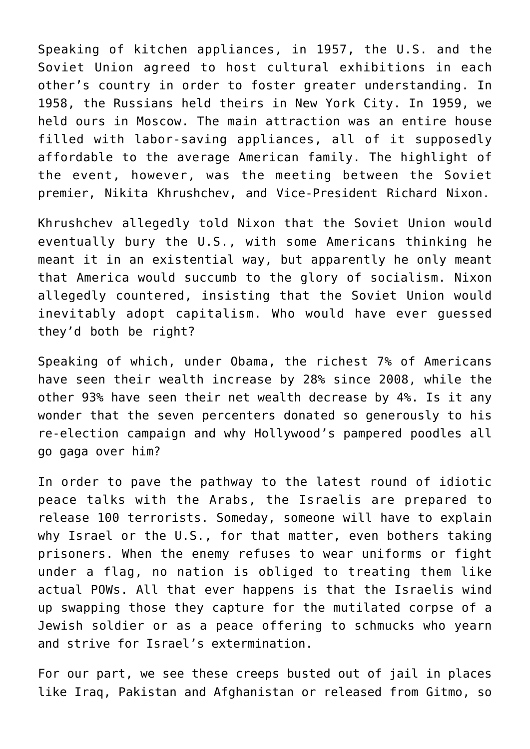Speaking of kitchen appliances, in 1957, the U.S. and the Soviet Union agreed to host cultural exhibitions in each other's country in order to foster greater understanding. In 1958, the Russians held theirs in New York City. In 1959, we held ours in Moscow. The main attraction was an entire house filled with labor-saving appliances, all of it supposedly affordable to the average American family. The highlight of the event, however, was the meeting between the Soviet premier, Nikita Khrushchev, and Vice-President Richard Nixon.

Khrushchev allegedly told Nixon that the Soviet Union would eventually bury the U.S., with some Americans thinking he meant it in an existential way, but apparently he only meant that America would succumb to the glory of socialism. Nixon allegedly countered, insisting that the Soviet Union would inevitably adopt capitalism. Who would have ever guessed they'd both be right?

Speaking of which, under Obama, the richest 7% of Americans have seen their wealth increase by 28% since 2008, while the other 93% have seen their net wealth decrease by 4%. Is it any wonder that the seven percenters donated so generously to his re-election campaign and why Hollywood's pampered poodles all go gaga over him?

In order to pave the pathway to the latest round of idiotic peace talks with the Arabs, the Israelis are prepared to release 100 terrorists. Someday, someone will have to explain why Israel or the U.S., for that matter, even bothers taking prisoners. When the enemy refuses to wear uniforms or fight under a flag, no nation is obliged to treating them like actual POWs. All that ever happens is that the Israelis wind up swapping those they capture for the mutilated corpse of a Jewish soldier or as a peace offering to schmucks who yearn and strive for Israel's extermination.

For our part, we see these creeps busted out of jail in places like Iraq, Pakistan and Afghanistan or released from Gitmo, so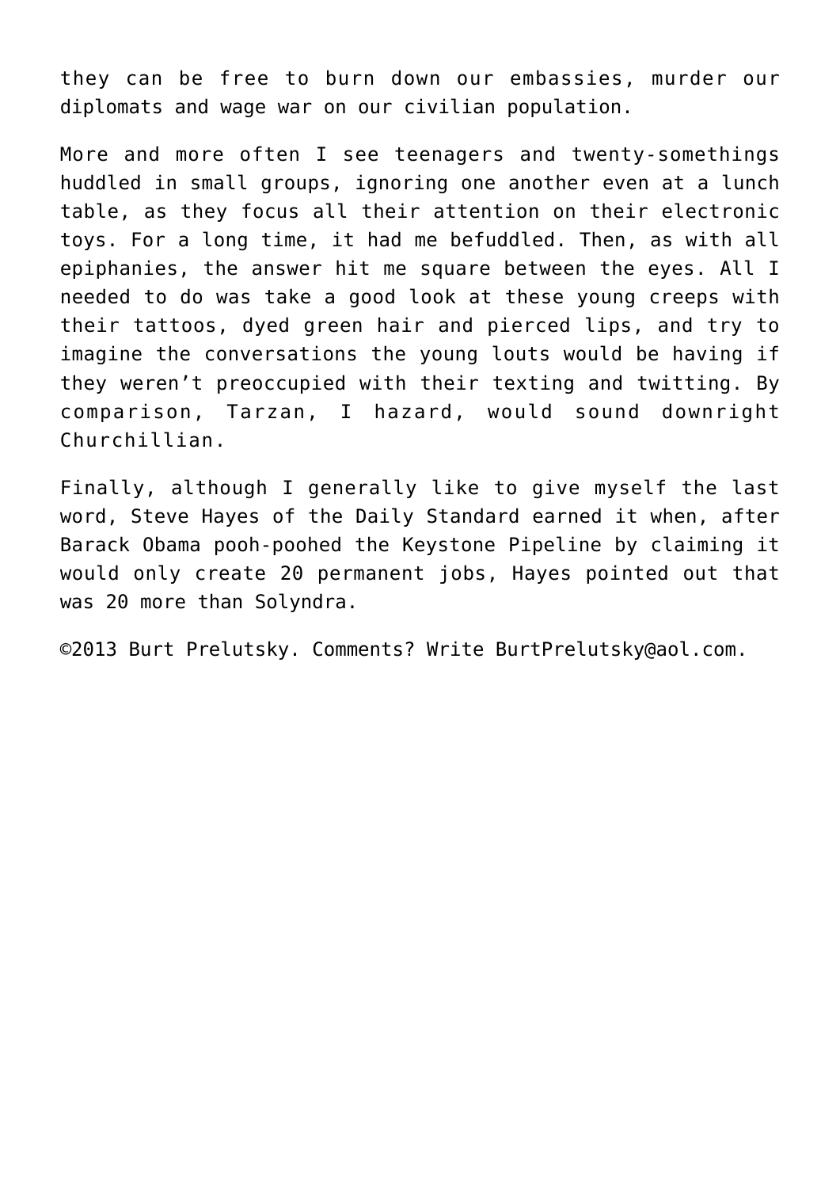they can be free to burn down our embassies, murder our diplomats and wage war on our civilian population.

More and more often I see teenagers and twenty-somethings huddled in small groups, ignoring one another even at a lunch table, as they focus all their attention on their electronic toys. For a long time, it had me befuddled. Then, as with all epiphanies, the answer hit me square between the eyes. All I needed to do was take a good look at these young creeps with their tattoos, dyed green hair and pierced lips, and try to imagine the conversations the young louts would be having if they weren't preoccupied with their texting and twitting. By comparison, Tarzan, I hazard, would sound downright Churchillian.

Finally, although I generally like to give myself the last word, Steve Hayes of the Daily Standard earned it when, after Barack Obama pooh-poohed the Keystone Pipeline by claiming it would only create 20 permanent jobs, Hayes pointed out that was 20 more than Solyndra.

©2013 Burt Prelutsky. Comments? Write BurtPrelutsky@aol.com.